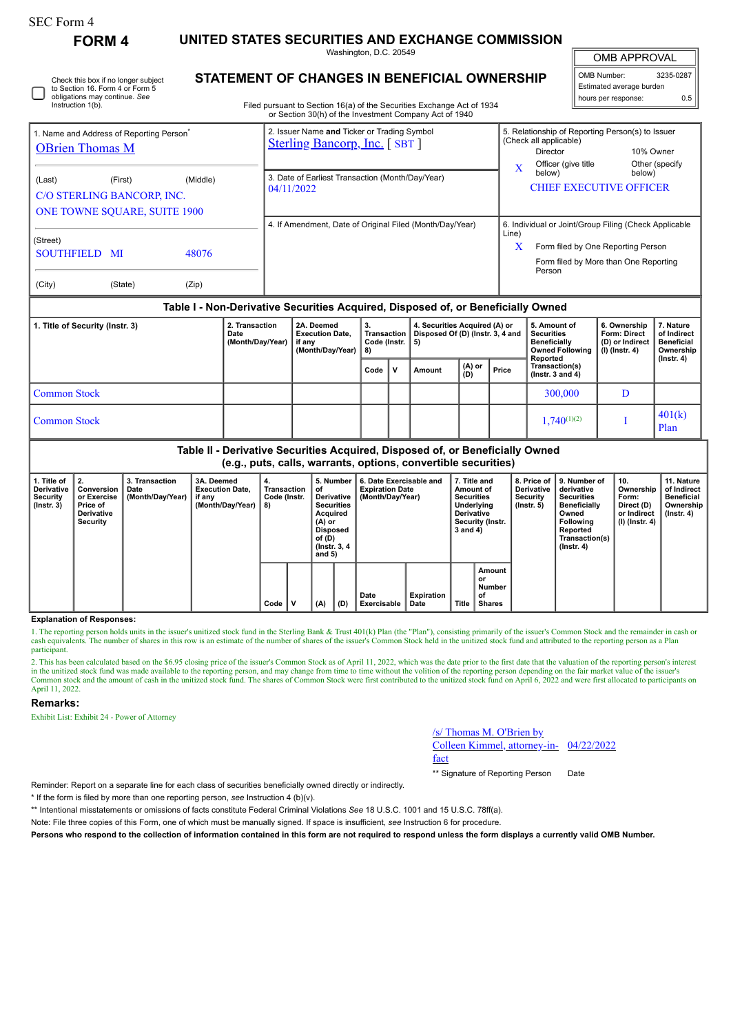SEC Form 4

# FORM 4

## UNITED STATES SECURITIES AND EXCHANGE COMMISSION

Washington, D.C. 20549

## STATEMENT OF CHANGES IN BENEFICIAL OWNERSHIP

Filed pursuant to Section 16(a) of the Securities Exchange Act of 1934 or Section 30(h) of the Investment Company Act of 1940

| OMB APPROVAL | |
|---|---|
| OMB Number: | 3235-0287 |
| Estimated average burden | |
| hours per response: | 0.5 |

☐ Check this box if no longer subject to Section 16. Form 4 or Form 5 obligations may continue. *See* Instruction 1(b).

| 1. Name and Address of Reporting Person* | 2. Issuer Name **and** Ticker or Trading Symbol | 5. Relationship of Reporting Person(s) to Issuer (Check all applicable) |
|---|---|---|
| OBrien Thomas M | Sterling Bancorp, Inc. [ SBT ] | Director / 10% Owner / X Officer (give title below) / Other (specify below) |
| (Last) (First) (Middle) C/O STERLING BANCORP, INC. ONE TOWNE SQUARE, SUITE 1900 | 3. Date of Earliest Transaction (Month/Day/Year) 04/11/2022 | CHIEF EXECUTIVE OFFICER |
| (Street) SOUTHFIELD MI 48076 | 4. If Amendment, Date of Original Filed (Month/Day/Year) | 6. Individual or Joint/Group Filing (Check Applicable Line) X Form filed by One Reporting Person / Form filed by More than One Reporting Person |
| (City) (State) (Zip) | | |

### Table I - Non-Derivative Securities Acquired, Disposed of, or Beneficially Owned

| 1. Title of Security (Instr. 3) | 2. Transaction Date (Month/Day/Year) | 2A. Deemed Execution Date, if any (Month/Day/Year) | 3. Transaction Code (Instr. 8) | | 4. Securities Acquired (A) or Disposed Of (D) (Instr. 3, 4 and 5) | | | 5. Amount of Securities Beneficially Owned Following Reported Transaction(s) (Instr. 3 and 4) | 6. Ownership Form: Direct (D) or Indirect (I) (Instr. 4) | 7. Nature of Indirect Beneficial Ownership (Instr. 4) |
|---|---|---|---|---|---|---|---|---|---|---|
| | | | Code | V | Amount | (A) or (D) | Price | | | |
| Common Stock | | | | | | | | 300,000 | D | |
| Common Stock | | | | | | | | 1,740[(1)(2)] | I | 401(k) Plan |

### Table II - Derivative Securities Acquired, Disposed of, or Beneficially Owned (e.g., puts, calls, warrants, options, convertible securities)

| 1. Title of Derivative Security (Instr. 3) | 2. Conversion or Exercise Price of Derivative Security | 3. Transaction Date (Month/Day/Year) | 3A. Deemed Execution Date, if any (Month/Day/Year) | 4. Transaction Code (Instr. 8) | | 5. Number of Derivative Securities Acquired (A) or Disposed of (D) (Instr. 3, 4 and 5) | | 6. Date Exercisable and Expiration Date (Month/Day/Year) | | 7. Title and Amount of Securities Underlying Derivative Security (Instr. 3 and 4) | | 8. Price of Derivative Security (Instr. 5) | 9. Number of derivative Securities Beneficially Owned Following Reported Transaction(s) (Instr. 4) | 10. Ownership Form: Direct (D) or Indirect (I) (Instr. 4) | 11. Nature of Indirect Beneficial Ownership (Instr. 4) |
|---|---|---|---|---|---|---|---|---|---|---|---|---|---|---|---|
| | | | | Code | V | (A) | (D) | Date Exercisable | Expiration Date | Title | Amount or Number of Shares | | | | |

**Explanation of Responses:**

1. The reporting person holds units in the issuer's unitized stock fund in the Sterling Bank & Trust 401(k) Plan (the "Plan"), consisting primarily of the issuer's Common Stock and the remainder in cash or cash equivalents. The number of shares in this row is an estimate of the number of shares of the issuer's Common Stock held in the unitized stock fund and attributed to the reporting person as a Plan participant.

2. This has been calculated based on the $6.95 closing price of the issuer's Common Stock as of April 11, 2022, which was the date prior to the first date that the valuation of the reporting person's interest in the unitized stock fund was made available to the reporting person, and may change from time to time without the volition of the reporting person depending on the fair market value of the issuer's Common stock and the amount of cash in the unitized stock fund. The shares of Common Stock were first contributed to the unitized stock fund on April 6, 2022 and were first allocated to participants on April 11, 2022.

**Remarks:**

Exhibit List: Exhibit 24 - Power of Attorney

/s/ Thomas M. O'Brien by Colleen Kimmel, attorney-in-fact 04/22/2022

** Signature of Reporting Person Date

Reminder: Report on a separate line for each class of securities beneficially owned directly or indirectly.

* If the form is filed by more than one reporting person, *see* Instruction 4 (b)(v).

** Intentional misstatements or omissions of facts constitute Federal Criminal Violations *See* 18 U.S.C. 1001 and 15 U.S.C. 78ff(a).

Note: File three copies of this Form, one of which must be manually signed. If space is insufficient, *see* Instruction 6 for procedure.

**Persons who respond to the collection of information contained in this form are not required to respond unless the form displays a currently valid OMB Number.**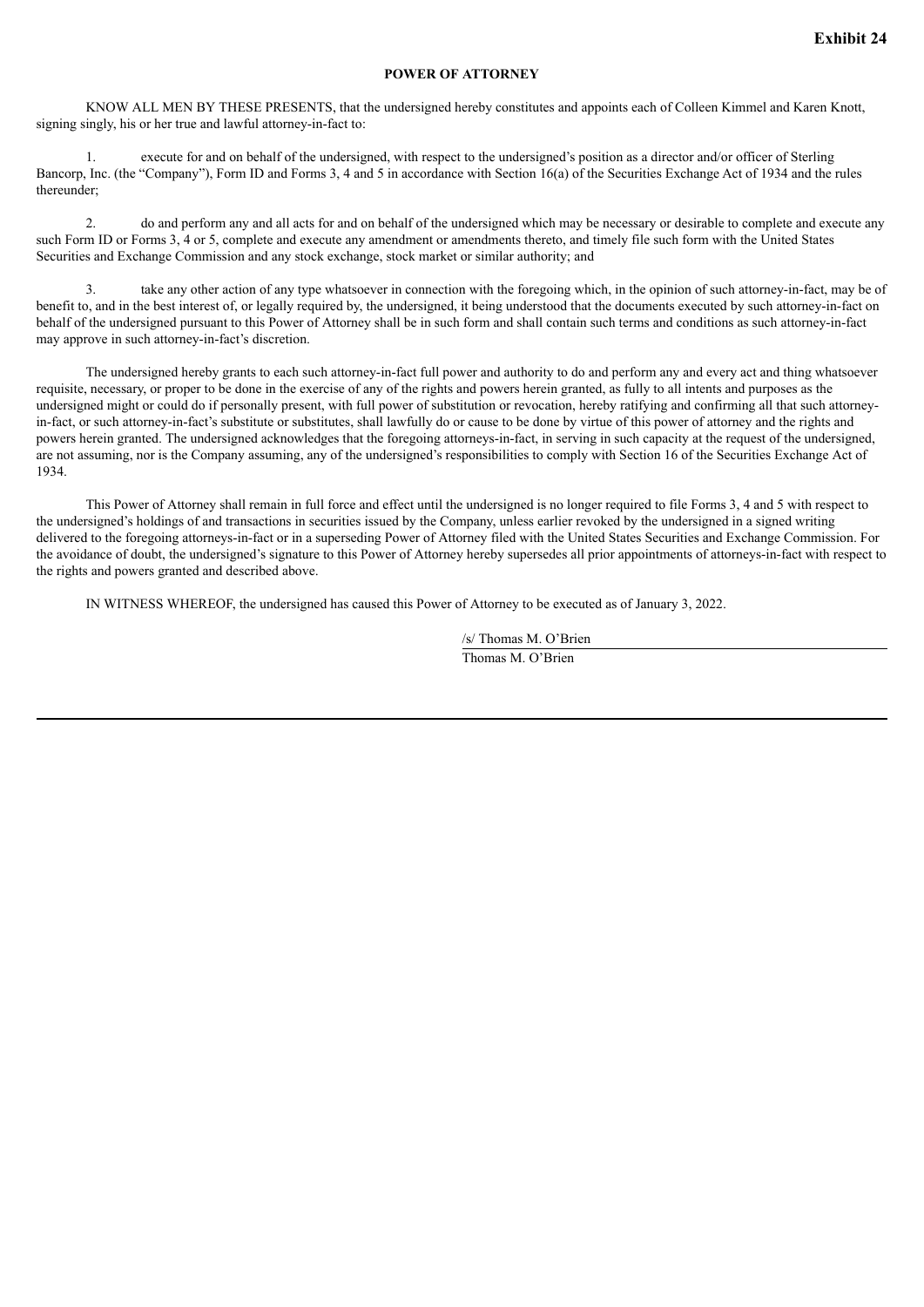**Exhibit 24**

**POWER OF ATTORNEY**

KNOW ALL MEN BY THESE PRESENTS, that the undersigned hereby constitutes and appoints each of Colleen Kimmel and Karen Knott, signing singly, his or her true and lawful attorney-in-fact to:

1. execute for and on behalf of the undersigned, with respect to the undersigned's position as a director and/or officer of Sterling Bancorp, Inc. (the "Company"), Form ID and Forms 3, 4 and 5 in accordance with Section 16(a) of the Securities Exchange Act of 1934 and the rules thereunder;

2. do and perform any and all acts for and on behalf of the undersigned which may be necessary or desirable to complete and execute any such Form ID or Forms 3, 4 or 5, complete and execute any amendment or amendments thereto, and timely file such form with the United States Securities and Exchange Commission and any stock exchange, stock market or similar authority; and

3. take any other action of any type whatsoever in connection with the foregoing which, in the opinion of such attorney-in-fact, may be of benefit to, and in the best interest of, or legally required by, the undersigned, it being understood that the documents executed by such attorney-in-fact on behalf of the undersigned pursuant to this Power of Attorney shall be in such form and shall contain such terms and conditions as such attorney-in-fact may approve in such attorney-in-fact's discretion.

The undersigned hereby grants to each such attorney-in-fact full power and authority to do and perform any and every act and thing whatsoever requisite, necessary, or proper to be done in the exercise of any of the rights and powers herein granted, as fully to all intents and purposes as the undersigned might or could do if personally present, with full power of substitution or revocation, hereby ratifying and confirming all that such attorney-in-fact, or such attorney-in-fact's substitute or substitutes, shall lawfully do or cause to be done by virtue of this power of attorney and the rights and powers herein granted. The undersigned acknowledges that the foregoing attorneys-in-fact, in serving in such capacity at the request of the undersigned, are not assuming, nor is the Company assuming, any of the undersigned's responsibilities to comply with Section 16 of the Securities Exchange Act of 1934.

This Power of Attorney shall remain in full force and effect until the undersigned is no longer required to file Forms 3, 4 and 5 with respect to the undersigned's holdings of and transactions in securities issued by the Company, unless earlier revoked by the undersigned in a signed writing delivered to the foregoing attorneys-in-fact or in a superseding Power of Attorney filed with the United States Securities and Exchange Commission. For the avoidance of doubt, the undersigned's signature to this Power of Attorney hereby supersedes all prior appointments of attorneys-in-fact with respect to the rights and powers granted and described above.

IN WITNESS WHEREOF, the undersigned has caused this Power of Attorney to be executed as of January 3, 2022.

/s/ Thomas M. O'Brien

Thomas M. O'Brien